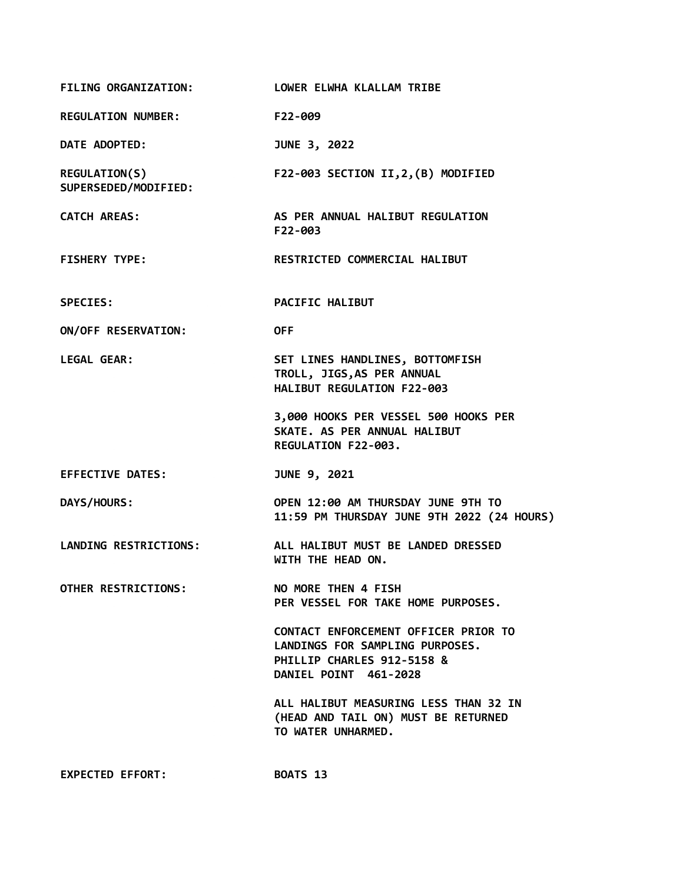| | |
|---|---|
| **FILING ORGANIZATION:** | **LOWER ELWHA KLALLAM TRIBE** |
| **REGULATION NUMBER:** | **F22-009** |
| **DATE ADOPTED:** | **JUNE 3, 2022** |
| **REGULATION(S) SUPERSEDED/MODIFIED:** | **F22-003 SECTION II,2,(B) MODIFIED** |
| **CATCH AREAS:** | **AS PER ANNUAL HALIBUT REGULATION F22-003** |
| **FISHERY TYPE:** | **RESTRICTED COMMERCIAL HALIBUT** |
| **SPECIES:** | **PACIFIC HALIBUT** |
| **ON/OFF RESERVATION:** | **OFF** |
| **LEGAL GEAR:** | **SET LINES HANDLINES, BOTTOMFISH TROLL, JIGS,AS PER ANNUAL HALIBUT REGULATION F22-003**<br><br>**3,000 HOOKS PER VESSEL 500 HOOKS PER SKATE. AS PER ANNUAL HALIBUT REGULATION F22-003.** |
| **EFFECTIVE DATES:** | **JUNE 9, 2021** |
| **DAYS/HOURS:** | **OPEN 12:00 AM THURSDAY JUNE 9TH TO 11:59 PM THURSDAY JUNE 9TH 2022 (24 HOURS)** |
| **LANDING RESTRICTIONS:** | **ALL HALIBUT MUST BE LANDED DRESSED WITH THE HEAD ON.** |
| **OTHER RESTRICTIONS:** | **NO MORE THEN 4 FISH PER VESSEL FOR TAKE HOME PURPOSES.**<br><br>**CONTACT ENFORCEMENT OFFICER PRIOR TO LANDINGS FOR SAMPLING PURPOSES. PHILLIP CHARLES 912-5158 & DANIEL POINT 461-2028**<br><br>**ALL HALIBUT MEASURING LESS THAN 32 IN (HEAD AND TAIL ON) MUST BE RETURNED TO WATER UNHARMED.** |
| **EXPECTED EFFORT:** | **BOATS 13** |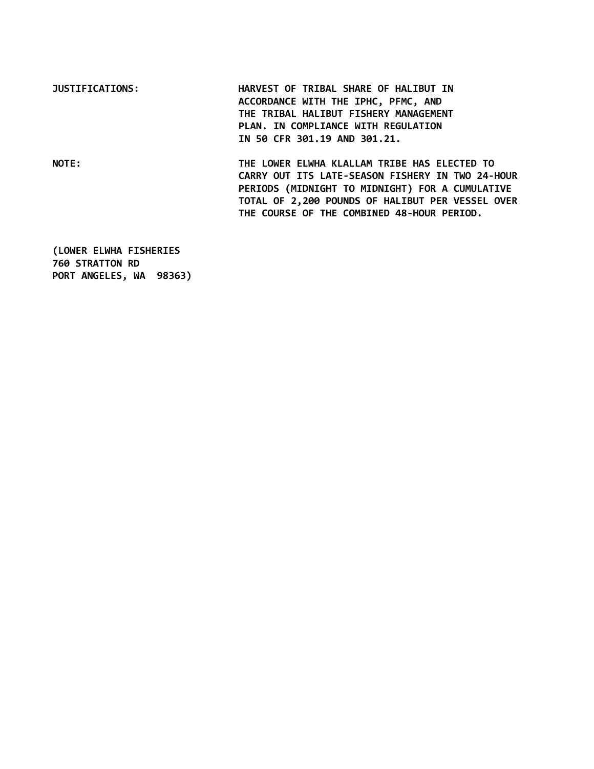**JUSTIFICATIONS:** **HARVEST OF TRIBAL SHARE OF HALIBUT IN ACCORDANCE WITH THE IPHC, PFMC, AND THE TRIBAL HALIBUT FISHERY MANAGEMENT PLAN. IN COMPLIANCE WITH REGULATION IN 50 CFR 301.19 AND 301.21.**

**NOTE:** **THE LOWER ELWHA KLALLAM TRIBE HAS ELECTED TO CARRY OUT ITS LATE-SEASON FISHERY IN TWO 24-HOUR PERIODS (MIDNIGHT TO MIDNIGHT) FOR A CUMULATIVE TOTAL OF 2,200 POUNDS OF HALIBUT PER VESSEL OVER THE COURSE OF THE COMBINED 48-HOUR PERIOD.**

**(LOWER ELWHA FISHERIES**
**760 STRATTON RD**
**PORT ANGELES, WA 98363)**